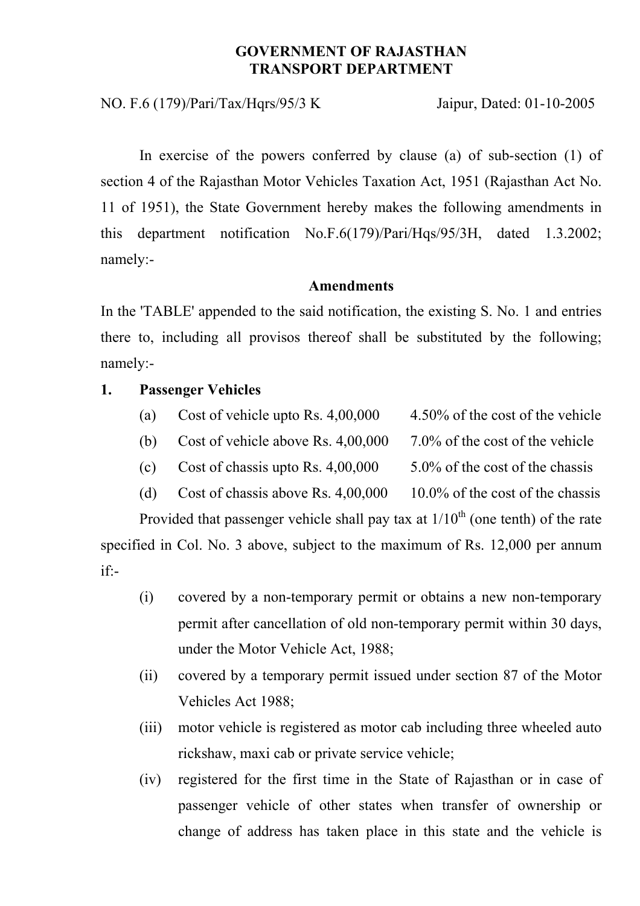**GOVERNMENT OF RAJASTHAN**
**TRANSPORT DEPARTMENT**

NO. F.6 (179)/Pari/Tax/Hqrs/95/3 K Jaipur, Dated: 01-10-2005

In exercise of the powers conferred by clause (a) of sub-section (1) of section 4 of the Rajasthan Motor Vehicles Taxation Act, 1951 (Rajasthan Act No. 11 of 1951), the State Government hereby makes the following amendments in this department notification No.F.6(179)/Pari/Hqs/95/3H, dated 1.3.2002; namely:-

**Amendments**

In the 'TABLE' appended to the said notification, the existing S. No. 1 and entries there to, including all provisos thereof shall be substituted by the following; namely:-

**1. Passenger Vehicles**

| | | |
|---|---|---|
| (a) | Cost of vehicle upto Rs. 4,00,000 | 4.50% of the cost of the vehicle |
| (b) | Cost of vehicle above Rs. 4,00,000 | 7.0% of the cost of the vehicle |
| (c) | Cost of chassis upto Rs. 4,00,000 | 5.0% of the cost of the chassis |
| (d) | Cost of chassis above Rs. 4,00,000 | 10.0% of the cost of the chassis |

Provided that passenger vehicle shall pay tax at 1/10th (one tenth) of the rate specified in Col. No. 3 above, subject to the maximum of Rs. 12,000 per annum if:-

(i) covered by a non-temporary permit or obtains a new non-temporary permit after cancellation of old non-temporary permit within 30 days, under the Motor Vehicle Act, 1988;

(ii) covered by a temporary permit issued under section 87 of the Motor Vehicles Act 1988;

(iii) motor vehicle is registered as motor cab including three wheeled auto rickshaw, maxi cab or private service vehicle;

(iv) registered for the first time in the State of Rajasthan or in case of passenger vehicle of other states when transfer of ownership or change of address has taken place in this state and the vehicle is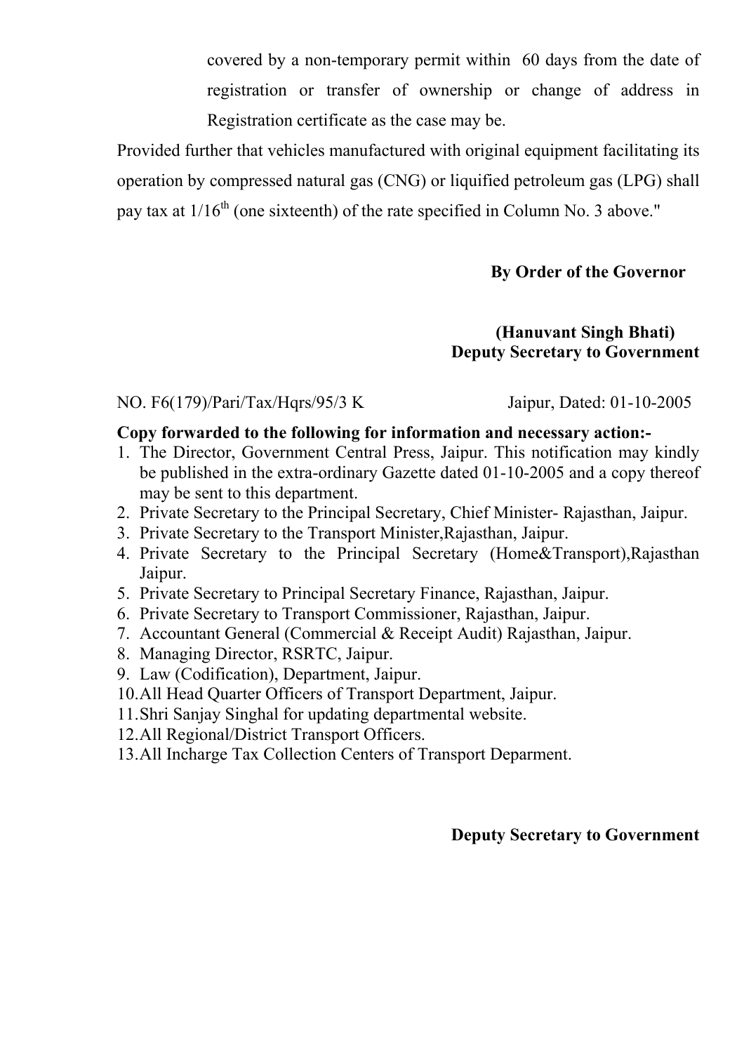covered by a non-temporary permit within 60 days from the date of registration or transfer of ownership or change of address in Registration certificate as the case may be.

Provided further that vehicles manufactured with original equipment facilitating its operation by compressed natural gas (CNG) or liquified petroleum gas (LPG) shall pay tax at 1/16th (one sixteenth) of the rate specified in Column No. 3 above."

**By Order of the Governor**

**(Hanuvant Singh Bhati)**
**Deputy Secretary to Government**

NO. F6(179)/Pari/Tax/Hqrs/95/3 K Jaipur, Dated: 01-10-2005

**Copy forwarded to the following for information and necessary action:-**

1. The Director, Government Central Press, Jaipur. This notification may kindly be published in the extra-ordinary Gazette dated 01-10-2005 and a copy thereof may be sent to this department.
2. Private Secretary to the Principal Secretary, Chief Minister- Rajasthan, Jaipur.
3. Private Secretary to the Transport Minister,Rajasthan, Jaipur.
4. Private Secretary to the Principal Secretary (Home&Transport),Rajasthan Jaipur.
5. Private Secretary to Principal Secretary Finance, Rajasthan, Jaipur.
6. Private Secretary to Transport Commissioner, Rajasthan, Jaipur.
7. Accountant General (Commercial & Receipt Audit) Rajasthan, Jaipur.
8. Managing Director, RSRTC, Jaipur.
9. Law (Codification), Department, Jaipur.
10. All Head Quarter Officers of Transport Department, Jaipur.
11. Shri Sanjay Singhal for updating departmental website.
12. All Regional/District Transport Officers.
13. All Incharge Tax Collection Centers of Transport Deparment.

**Deputy Secretary to Government**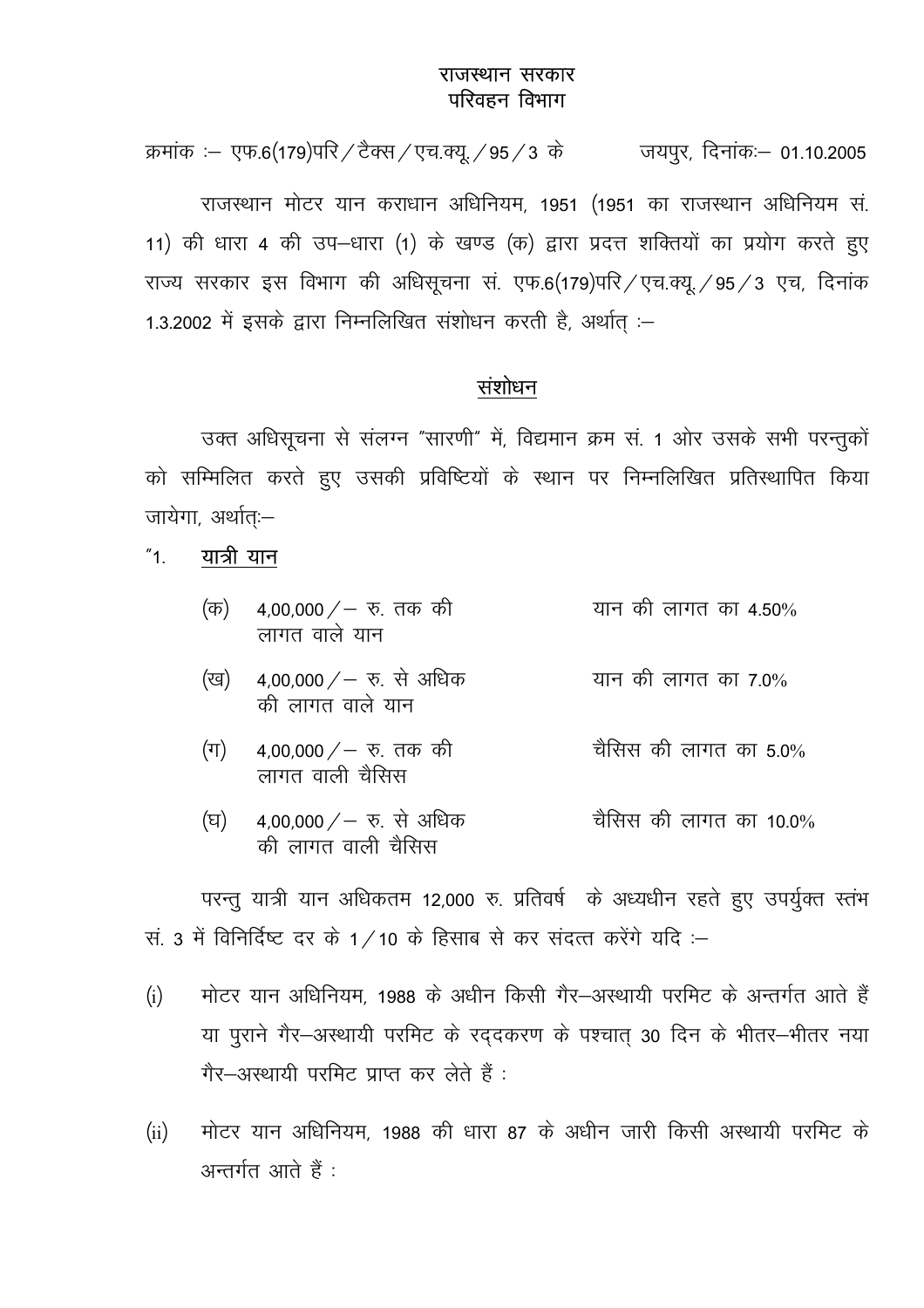राजस्थान सरकार
परिवहन विभाग

क्रमांक :– एफ.6(179)परि/टैक्स/एच.क्यू./95/3 के जयपुर, दिनांकः– 01.10.2005

राजस्थान मोटर यान कराधान अधिनियम, 1951 (1951 का राजस्थान अधिनियम सं. 11) की धारा 4 की उप–धारा (1) के खण्ड (क) द्वारा प्रदत्त शक्तियों का प्रयोग करते हुए राज्य सरकार इस विभाग की अधिसूचना सं. एफ.6(179)परि/एच.क्यू./95/3 एच, दिनांक 1.3.2002 में इसके द्वारा निम्नलिखित संशोधन करती है, अर्थात् :–

## संशोधन

उक्त अधिसूचना से संलग्न "सारणी" में, विद्यमान क्रम सं. 1 ओर उसके सभी परन्तुकों को सम्मिलित करते हुए उसकी प्रविष्टियों के स्थान पर निम्नलिखित प्रतिस्थापित किया जायेगा, अर्थात्:–

"1. **यात्री यान**

| | | |
|---|---|---|
| (क) | 4,00,000/– रु. तक की लागत वाले यान | यान की लागत का 4.50% |
| (ख) | 4,00,000/– रु. से अधिक की लागत वाले यान | यान की लागत का 7.0% |
| (ग) | 4,00,000/– रु. तक की लागत वाली चैसिस | चैसिस की लागत का 5.0% |
| (घ) | 4,00,000/– रु. से अधिक की लागत वाली चैसिस | चैसिस की लागत का 10.0% |

परन्तु यात्री यान अधिकतम 12,000 रु. प्रतिवर्ष के अध्यधीन रहते हुए उपर्युक्त स्तंभ सं. 3 में विनिर्दिष्ट दर के 1/10 के हिसाब से कर संदत्त करेंगे यदि :–

(i) मोटर यान अधिनियम, 1988 के अधीन किसी गैर–अस्थायी परमिट के अन्तर्गत आते हैं या पुराने गैर–अस्थायी परमिट के रद्दकरण के पश्चात् 30 दिन के भीतर–भीतर नया गैर–अस्थायी परमिट प्राप्त कर लेते हैं :

(ii) मोटर यान अधिनियम, 1988 की धारा 87 के अधीन जारी किसी अस्थायी परमिट के अन्तर्गत आते हैं :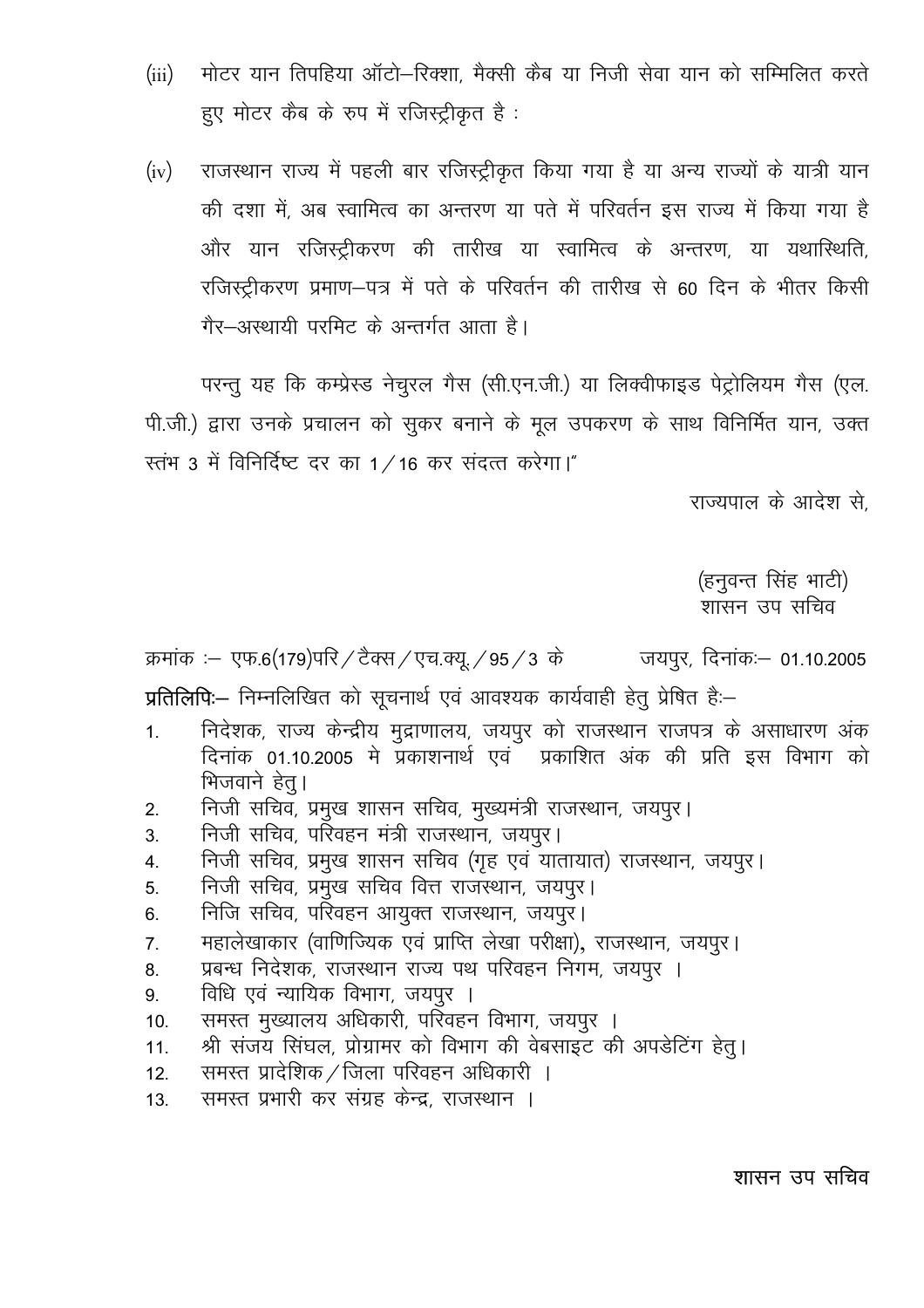(iii) मोटर यान तिपहिया ऑटो–रिक्शा, मैक्सी कैब या निजी सेवा यान को सम्मिलित करते हुए मोटर कैब के रुप में रजिस्ट्रीकृत है :

(iv) राजस्थान राज्य में पहली बार रजिस्ट्रीकृत किया गया है या अन्य राज्यों के यात्री यान की दशा में, अब स्वामित्व का अन्तरण या पते में परिवर्तन इस राज्य में किया गया है और यान रजिस्ट्रीकरण की तारीख या स्वामित्व के अन्तरण, या यथास्थिति, रजिस्ट्रीकरण प्रमाण–पत्र में पते के परिवर्तन की तारीख से 60 दिन के भीतर किसी गैर–अस्थायी परमिट के अन्तर्गत आता है।

परन्तु यह कि कम्प्रेस्ड नेचुरल गैस (सी.एन.जी.) या लिक्वीफाइड पेट्रोलियम गैस (एल. पी.जी.) द्वारा उनके प्रचालन को सुकर बनाने के मूल उपकरण के साथ विनिर्मित यान, उक्त स्तंभ 3 में विनिर्दिष्ट दर का 1/16 कर संदत्त करेगा।"

राज्यपाल के आदेश से,

(हनुवन्त सिंह भाटी)
शासन उप सचिव

क्रमांक :– एफ.6(179)परि/टैक्स/एच.क्यू./95/3 के　　　जयपुर, दिनांकः– 01.10.2005

**प्रतिलिपिः–** निम्नलिखित को सूचनार्थ एवं आवश्यक कार्यवाही हेतु प्रेषित हैः–

1. निदेशक, राज्य केन्द्रीय मुद्राणालय, जयपुर को राजस्थान राजपत्र के असाधारण अंक दिनांक 01.10.2005 मे प्रकाशनार्थ एवं प्रकाशित अंक की प्रति इस विभाग को भिजवाने हेतु।
2. निजी सचिव, प्रमुख शासन सचिव, मुख्यमंत्री राजस्थान, जयपुर।
3. निजी सचिव, परिवहन मंत्री राजस्थान, जयपुर।
4. निजी सचिव, प्रमुख शासन सचिव (गृह एवं यातायात) राजस्थान, जयपुर।
5. निजी सचिव, प्रमुख सचिव वित्त राजस्थान, जयपुर।
6. निजि सचिव, परिवहन आयुक्त राजस्थान, जयपुर।
7. महालेखाकार (वाणिज्यिक एवं प्राप्ति लेखा परीक्षा), राजस्थान, जयपुर।
8. प्रबन्ध निदेशक, राजस्थान राज्य पथ परिवहन निगम, जयपुर ।
9. विधि एवं न्यायिक विभाग, जयपुर ।
10. समस्त मुख्यालय अधिकारी, परिवहन विभाग, जयपुर ।
11. श्री संजय सिंघल, प्रोग्रामर को विभाग की वेबसाइट की अपडेटिंग हेतु।
12. समस्त प्रादेशिक/जिला परिवहन अधिकारी ।
13. समस्त प्रभारी कर संग्रह केन्द्र, राजस्थान ।

**शासन उप सचिव**